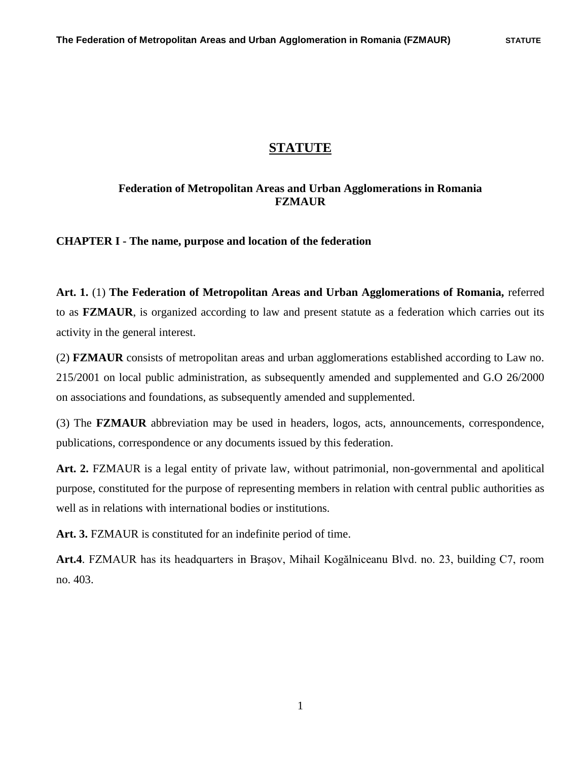# STATUTE

### Federation of Metropolitan Areas and Urban Agglomerations in Romania
### FZMAUR

## CHAPTER I - The name, purpose and location of the federation

**Art. 1.** (1) **The Federation of Metropolitan Areas and Urban Agglomerations of Romania,** referred to as **FZMAUR**, is organized according to law and present statute as a federation which carries out its activity in the general interest.

(2) **FZMAUR** consists of metropolitan areas and urban agglomerations established according to Law no. 215/2001 on local public administration, as subsequently amended and supplemented and G.O 26/2000 on associations and foundations, as subsequently amended and supplemented.

(3) The **FZMAUR** abbreviation may be used in headers, logos, acts, announcements, correspondence, publications, correspondence or any documents issued by this federation.

**Art. 2.** FZMAUR is a legal entity of private law, without patrimonial, non-governmental and apolitical purpose, constituted for the purpose of representing members in relation with central public authorities as well as in relations with international bodies or institutions.

**Art. 3.** FZMAUR is constituted for an indefinite period of time.

**Art.4**. FZMAUR has its headquarters in Braşov, Mihail Kogălniceanu Blvd. no. 23, building C7, room no. 403.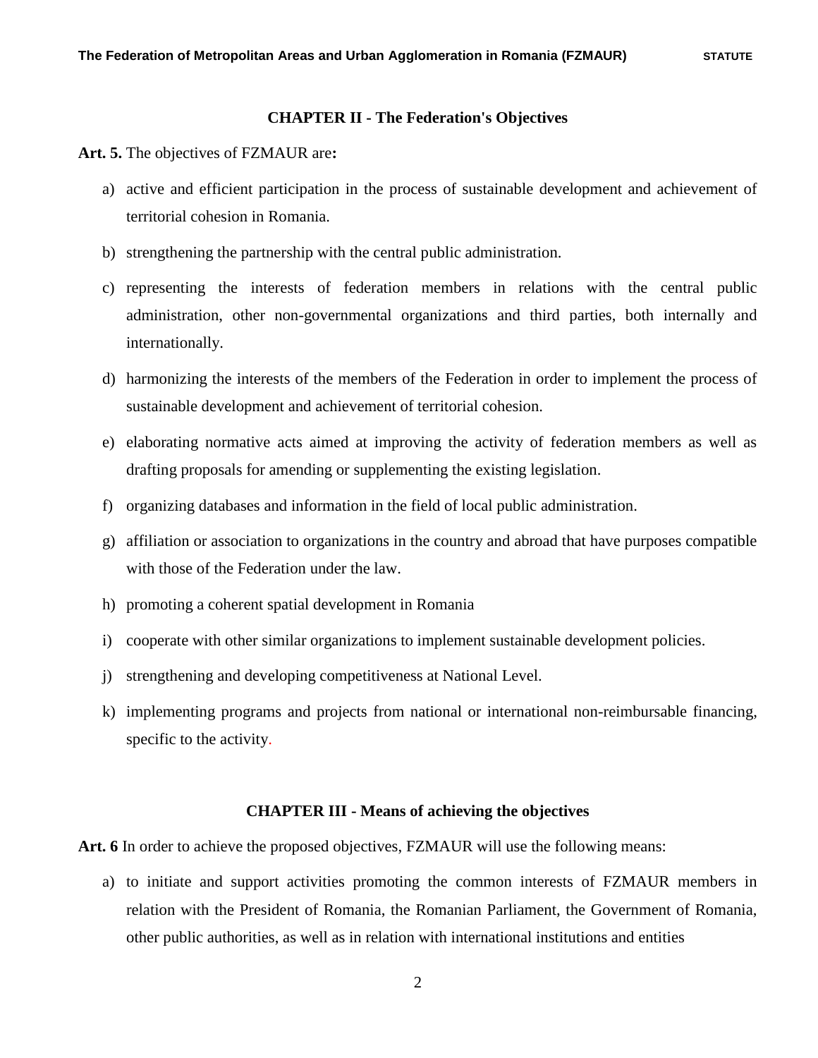## CHAPTER II - The Federation's Objectives

**Art. 5.** The objectives of FZMAUR are**:**

a) active and efficient participation in the process of sustainable development and achievement of territorial cohesion in Romania.
b) strengthening the partnership with the central public administration.
c) representing the interests of federation members in relations with the central public administration, other non-governmental organizations and third parties, both internally and internationally.
d) harmonizing the interests of the members of the Federation in order to implement the process of sustainable development and achievement of territorial cohesion.
e) elaborating normative acts aimed at improving the activity of federation members as well as drafting proposals for amending or supplementing the existing legislation.
f) organizing databases and information in the field of local public administration.
g) affiliation or association to organizations in the country and abroad that have purposes compatible with those of the Federation under the law.
h) promoting a coherent spatial development in Romania
i) cooperate with other similar organizations to implement sustainable development policies.
j) strengthening and developing competitiveness at National Level.
k) implementing programs and projects from national or international non-reimbursable financing, specific to the activity.

## CHAPTER III - Means of achieving the objectives

**Art. 6** In order to achieve the proposed objectives, FZMAUR will use the following means:

a) to initiate and support activities promoting the common interests of FZMAUR members in relation with the President of Romania, the Romanian Parliament, the Government of Romania, other public authorities, as well as in relation with international institutions and entities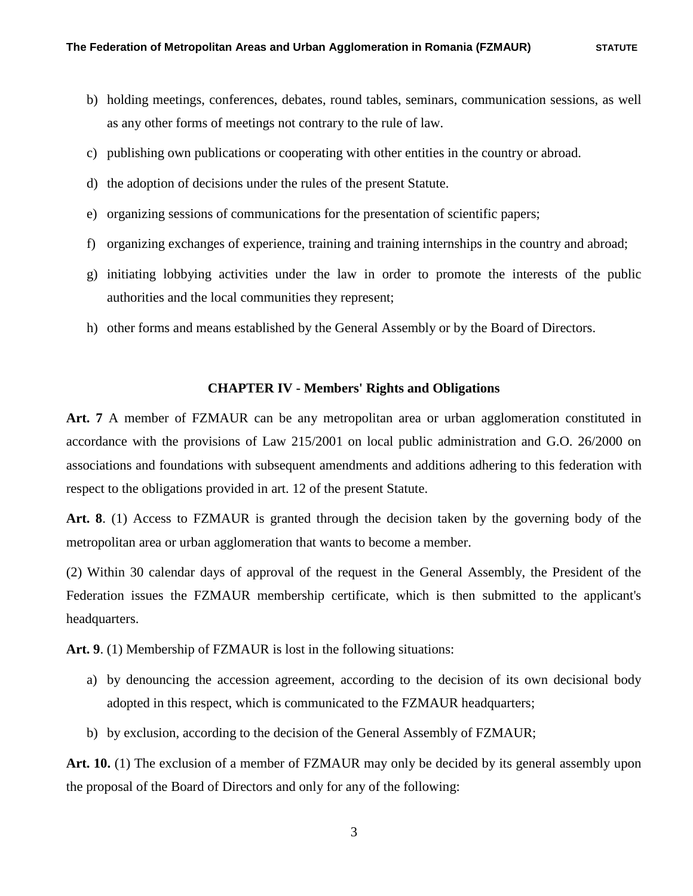b) holding meetings, conferences, debates, round tables, seminars, communication sessions, as well as any other forms of meetings not contrary to the rule of law.
c) publishing own publications or cooperating with other entities in the country or abroad.
d) the adoption of decisions under the rules of the present Statute.
e) organizing sessions of communications for the presentation of scientific papers;
f) organizing exchanges of experience, training and training internships in the country and abroad;
g) initiating lobbying activities under the law in order to promote the interests of the public authorities and the local communities they represent;
h) other forms and means established by the General Assembly or by the Board of Directors.

## CHAPTER IV - Members' Rights and Obligations

**Art. 7** A member of FZMAUR can be any metropolitan area or urban agglomeration constituted in accordance with the provisions of Law 215/2001 on local public administration and G.O. 26/2000 on associations and foundations with subsequent amendments and additions adhering to this federation with respect to the obligations provided in art. 12 of the present Statute.

**Art. 8**. (1) Access to FZMAUR is granted through the decision taken by the governing body of the metropolitan area or urban agglomeration that wants to become a member.

(2) Within 30 calendar days of approval of the request in the General Assembly, the President of the Federation issues the FZMAUR membership certificate, which is then submitted to the applicant's headquarters.

**Art. 9**. (1) Membership of FZMAUR is lost in the following situations:

a) by denouncing the accession agreement, according to the decision of its own decisional body adopted in this respect, which is communicated to the FZMAUR headquarters;
b) by exclusion, according to the decision of the General Assembly of FZMAUR;

**Art. 10.** (1) The exclusion of a member of FZMAUR may only be decided by its general assembly upon the proposal of the Board of Directors and only for any of the following: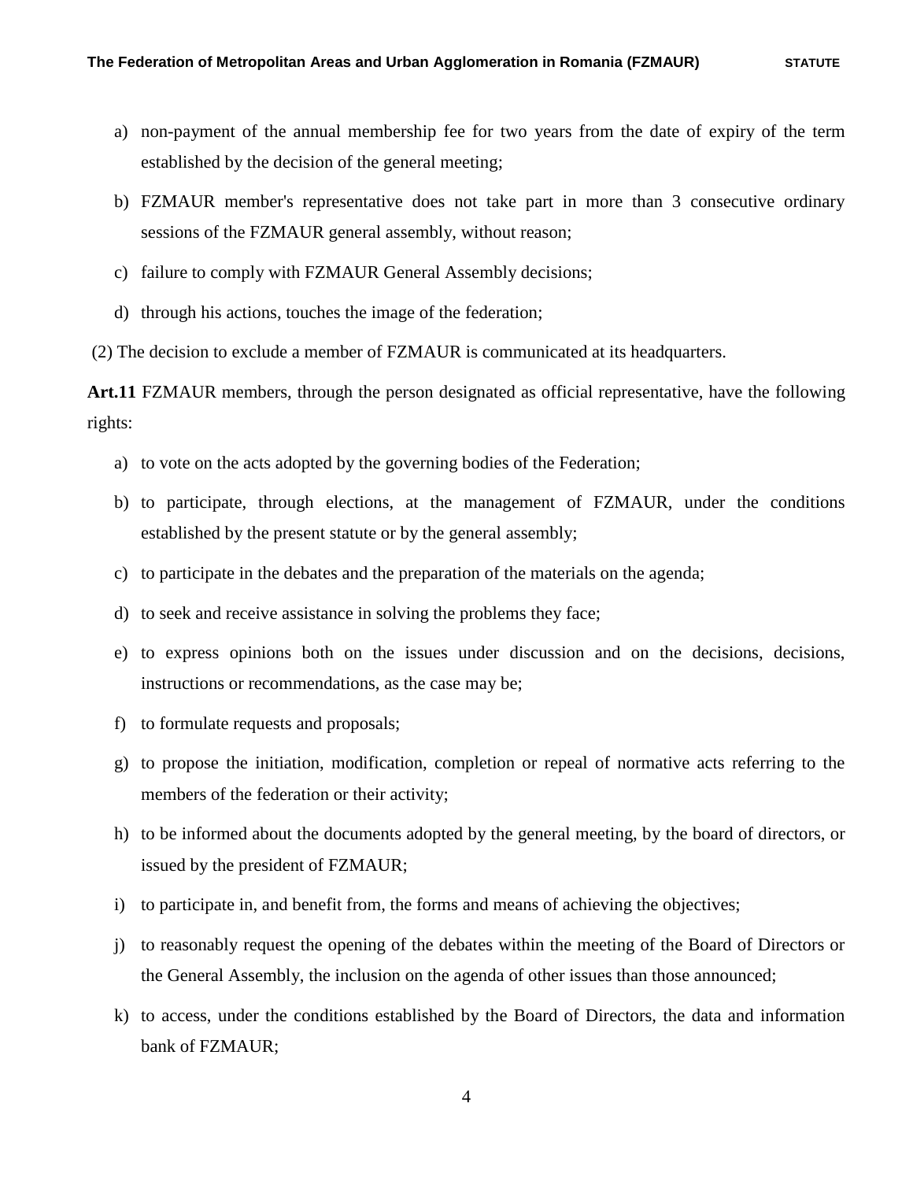a) non-payment of the annual membership fee for two years from the date of expiry of the term established by the decision of the general meeting;
b) FZMAUR member's representative does not take part in more than 3 consecutive ordinary sessions of the FZMAUR general assembly, without reason;
c) failure to comply with FZMAUR General Assembly decisions;
d) through his actions, touches the image of the federation;

(2) The decision to exclude a member of FZMAUR is communicated at its headquarters.

**Art.11** FZMAUR members, through the person designated as official representative, have the following rights:

a) to vote on the acts adopted by the governing bodies of the Federation;
b) to participate, through elections, at the management of FZMAUR, under the conditions established by the present statute or by the general assembly;
c) to participate in the debates and the preparation of the materials on the agenda;
d) to seek and receive assistance in solving the problems they face;
e) to express opinions both on the issues under discussion and on the decisions, decisions, instructions or recommendations, as the case may be;
f) to formulate requests and proposals;
g) to propose the initiation, modification, completion or repeal of normative acts referring to the members of the federation or their activity;
h) to be informed about the documents adopted by the general meeting, by the board of directors, or issued by the president of FZMAUR;
i) to participate in, and benefit from, the forms and means of achieving the objectives;
j) to reasonably request the opening of the debates within the meeting of the Board of Directors or the General Assembly, the inclusion on the agenda of other issues than those announced;
k) to access, under the conditions established by the Board of Directors, the data and information bank of FZMAUR;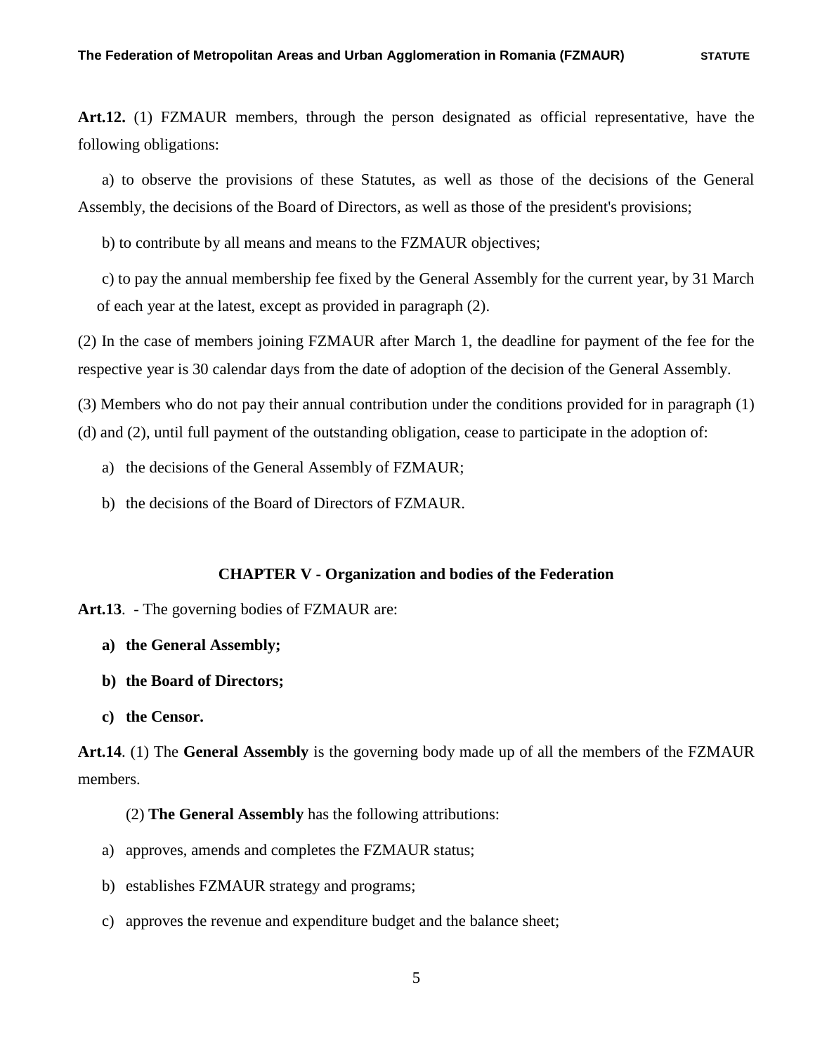**Art.12.** (1) FZMAUR members, through the person designated as official representative, have the following obligations:

a) to observe the provisions of these Statutes, as well as those of the decisions of the General Assembly, the decisions of the Board of Directors, as well as those of the president's provisions;

b) to contribute by all means and means to the FZMAUR objectives;

c) to pay the annual membership fee fixed by the General Assembly for the current year, by 31 March of each year at the latest, except as provided in paragraph (2).

(2) In the case of members joining FZMAUR after March 1, the deadline for payment of the fee for the respective year is 30 calendar days from the date of adoption of the decision of the General Assembly.

(3) Members who do not pay their annual contribution under the conditions provided for in paragraph (1) (d) and (2), until full payment of the outstanding obligation, cease to participate in the adoption of:

a) the decisions of the General Assembly of FZMAUR;
b) the decisions of the Board of Directors of FZMAUR.

## CHAPTER V - Organization and bodies of the Federation

**Art.13**. - The governing bodies of FZMAUR are:

a) **the General Assembly;**
b) **the Board of Directors;**
c) **the Censor.**

**Art.14**. (1) The **General Assembly** is the governing body made up of all the members of the FZMAUR members.

(2) **The General Assembly** has the following attributions:

a) approves, amends and completes the FZMAUR status;
b) establishes FZMAUR strategy and programs;
c) approves the revenue and expenditure budget and the balance sheet;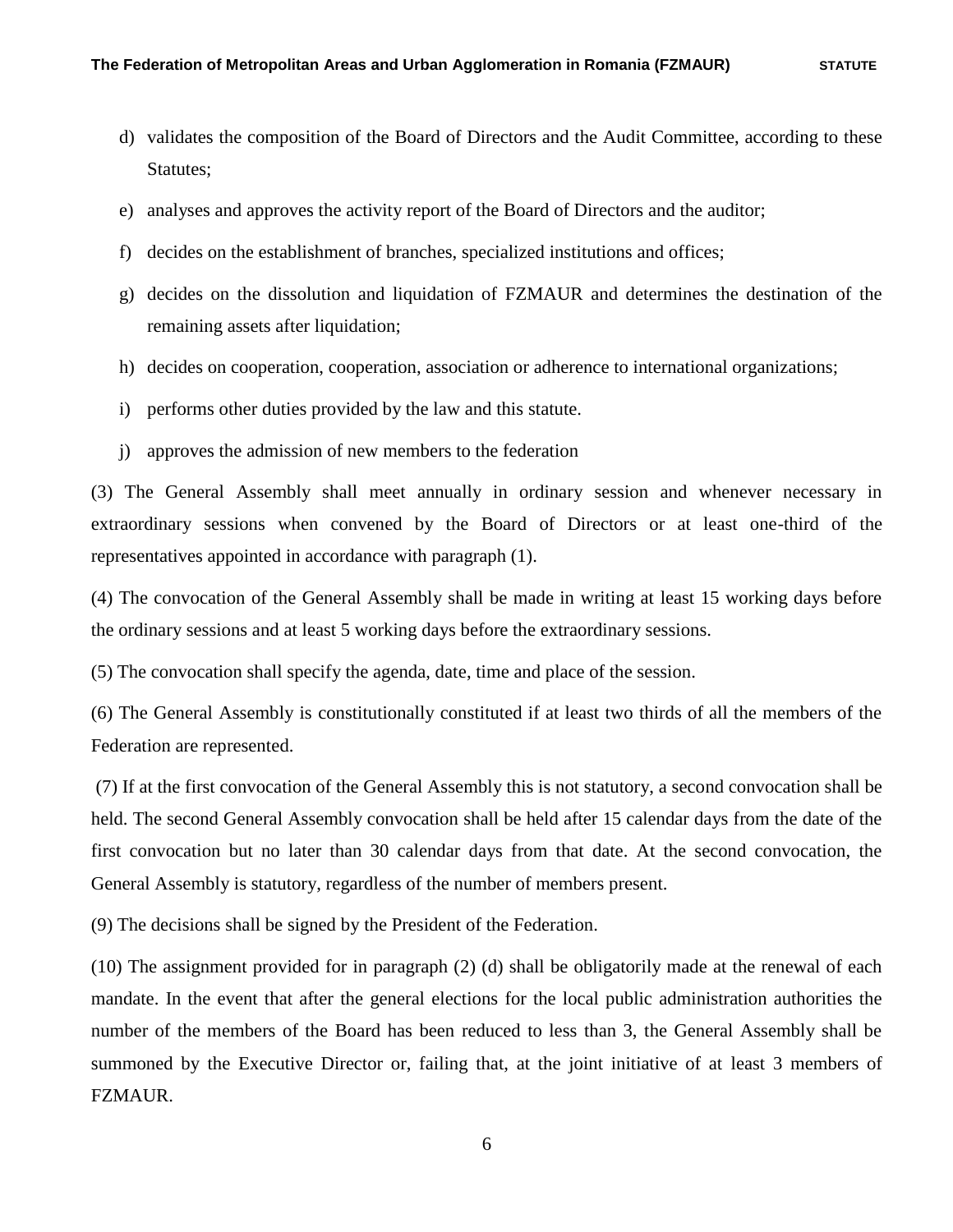d) validates the composition of the Board of Directors and the Audit Committee, according to these Statutes;

e) analyses and approves the activity report of the Board of Directors and the auditor;

f) decides on the establishment of branches, specialized institutions and offices;

g) decides on the dissolution and liquidation of FZMAUR and determines the destination of the remaining assets after liquidation;

h) decides on cooperation, cooperation, association or adherence to international organizations;

i) performs other duties provided by the law and this statute.

j) approves the admission of new members to the federation

(3) The General Assembly shall meet annually in ordinary session and whenever necessary in extraordinary sessions when convened by the Board of Directors or at least one-third of the representatives appointed in accordance with paragraph (1).

(4) The convocation of the General Assembly shall be made in writing at least 15 working days before the ordinary sessions and at least 5 working days before the extraordinary sessions.

(5) The convocation shall specify the agenda, date, time and place of the session.

(6) The General Assembly is constitutionally constituted if at least two thirds of all the members of the Federation are represented.

(7) If at the first convocation of the General Assembly this is not statutory, a second convocation shall be held. The second General Assembly convocation shall be held after 15 calendar days from the date of the first convocation but no later than 30 calendar days from that date. At the second convocation, the General Assembly is statutory, regardless of the number of members present.

(9) The decisions shall be signed by the President of the Federation.

(10) The assignment provided for in paragraph (2) (d) shall be obligatorily made at the renewal of each mandate. In the event that after the general elections for the local public administration authorities the number of the members of the Board has been reduced to less than 3, the General Assembly shall be summoned by the Executive Director or, failing that, at the joint initiative of at least 3 members of FZMAUR.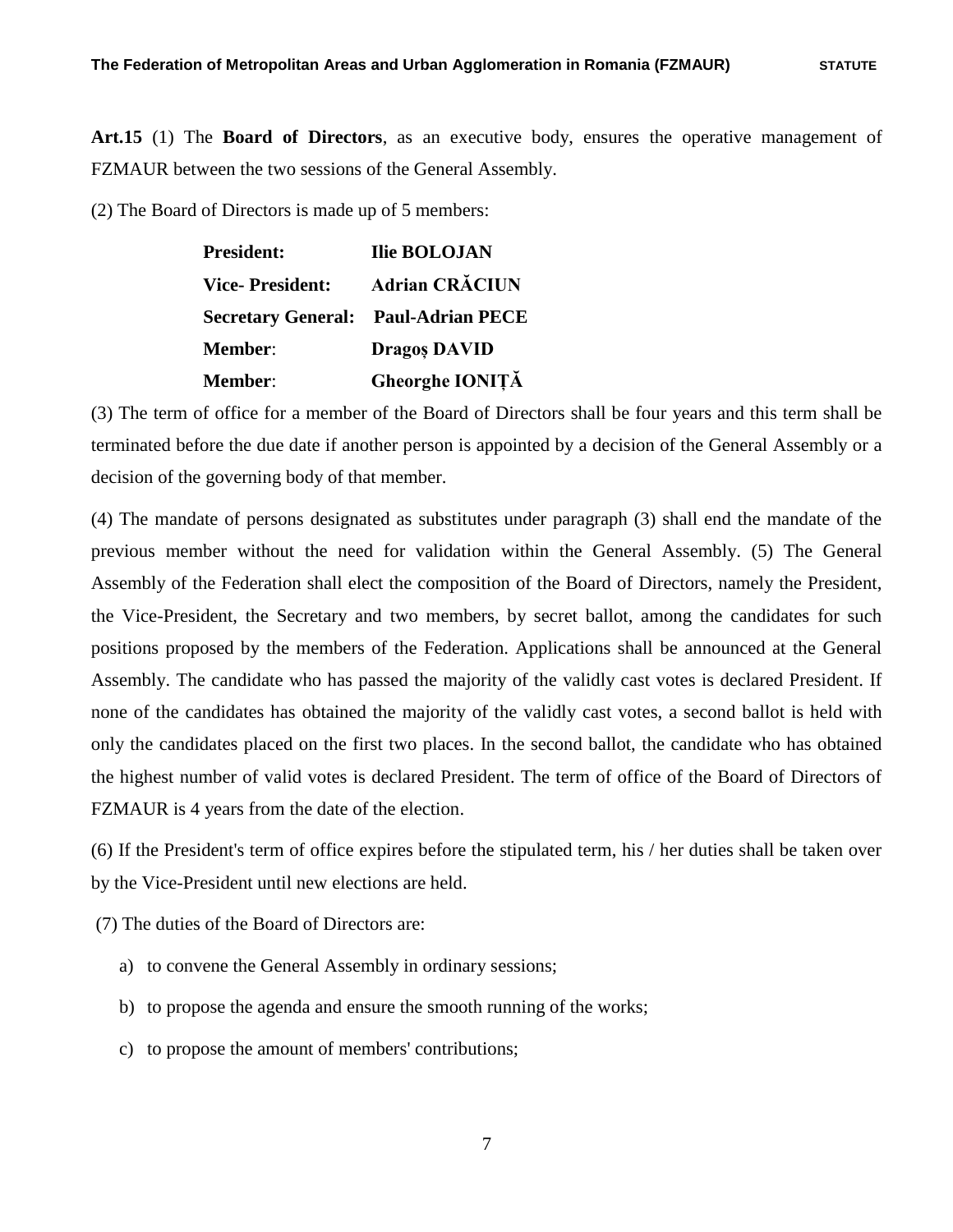**Art.15** (1) The **Board of Directors**, as an executive body, ensures the operative management of FZMAUR between the two sessions of the General Assembly.

(2) The Board of Directors is made up of 5 members:

| | |
|---|---|
| **President:** | **Ilie BOLOJAN** |
| **Vice- President:** | **Adrian CRĂCIUN** |
| **Secretary General:** | **Paul-Adrian PECE** |
| **Member**: | **Dragoș DAVID** |
| **Member**: | **Gheorghe IONIȚĂ** |

(3) The term of office for a member of the Board of Directors shall be four years and this term shall be terminated before the due date if another person is appointed by a decision of the General Assembly or a decision of the governing body of that member.

(4) The mandate of persons designated as substitutes under paragraph (3) shall end the mandate of the previous member without the need for validation within the General Assembly. (5) The General Assembly of the Federation shall elect the composition of the Board of Directors, namely the President, the Vice-President, the Secretary and two members, by secret ballot, among the candidates for such positions proposed by the members of the Federation. Applications shall be announced at the General Assembly. The candidate who has passed the majority of the validly cast votes is declared President. If none of the candidates has obtained the majority of the validly cast votes, a second ballot is held with only the candidates placed on the first two places. In the second ballot, the candidate who has obtained the highest number of valid votes is declared President. The term of office of the Board of Directors of FZMAUR is 4 years from the date of the election.

(6) If the President's term of office expires before the stipulated term, his / her duties shall be taken over by the Vice-President until new elections are held.

(7) The duties of the Board of Directors are:

a) to convene the General Assembly in ordinary sessions;

b) to propose the agenda and ensure the smooth running of the works;

c) to propose the amount of members' contributions;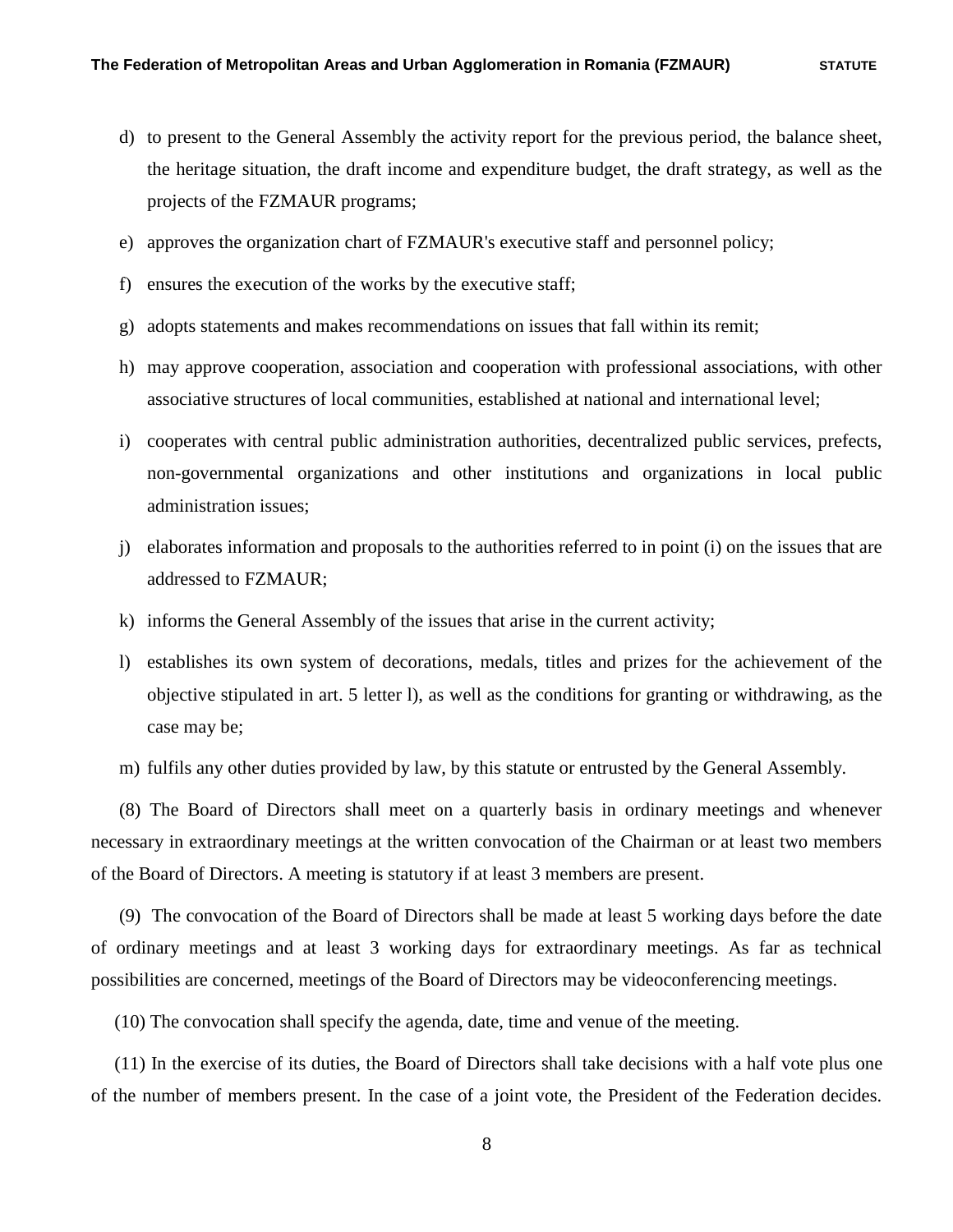d) to present to the General Assembly the activity report for the previous period, the balance sheet, the heritage situation, the draft income and expenditure budget, the draft strategy, as well as the projects of the FZMAUR programs;

e) approves the organization chart of FZMAUR's executive staff and personnel policy;

f) ensures the execution of the works by the executive staff;

g) adopts statements and makes recommendations on issues that fall within its remit;

h) may approve cooperation, association and cooperation with professional associations, with other associative structures of local communities, established at national and international level;

i) cooperates with central public administration authorities, decentralized public services, prefects, non-governmental organizations and other institutions and organizations in local public administration issues;

j) elaborates information and proposals to the authorities referred to in point (i) on the issues that are addressed to FZMAUR;

k) informs the General Assembly of the issues that arise in the current activity;

l) establishes its own system of decorations, medals, titles and prizes for the achievement of the objective stipulated in art. 5 letter l), as well as the conditions for granting or withdrawing, as the case may be;

m) fulfils any other duties provided by law, by this statute or entrusted by the General Assembly.

(8) The Board of Directors shall meet on a quarterly basis in ordinary meetings and whenever necessary in extraordinary meetings at the written convocation of the Chairman or at least two members of the Board of Directors. A meeting is statutory if at least 3 members are present.

(9) The convocation of the Board of Directors shall be made at least 5 working days before the date of ordinary meetings and at least 3 working days for extraordinary meetings. As far as technical possibilities are concerned, meetings of the Board of Directors may be videoconferencing meetings.

(10) The convocation shall specify the agenda, date, time and venue of the meeting.

(11) In the exercise of its duties, the Board of Directors shall take decisions with a half vote plus one of the number of members present. In the case of a joint vote, the President of the Federation decides.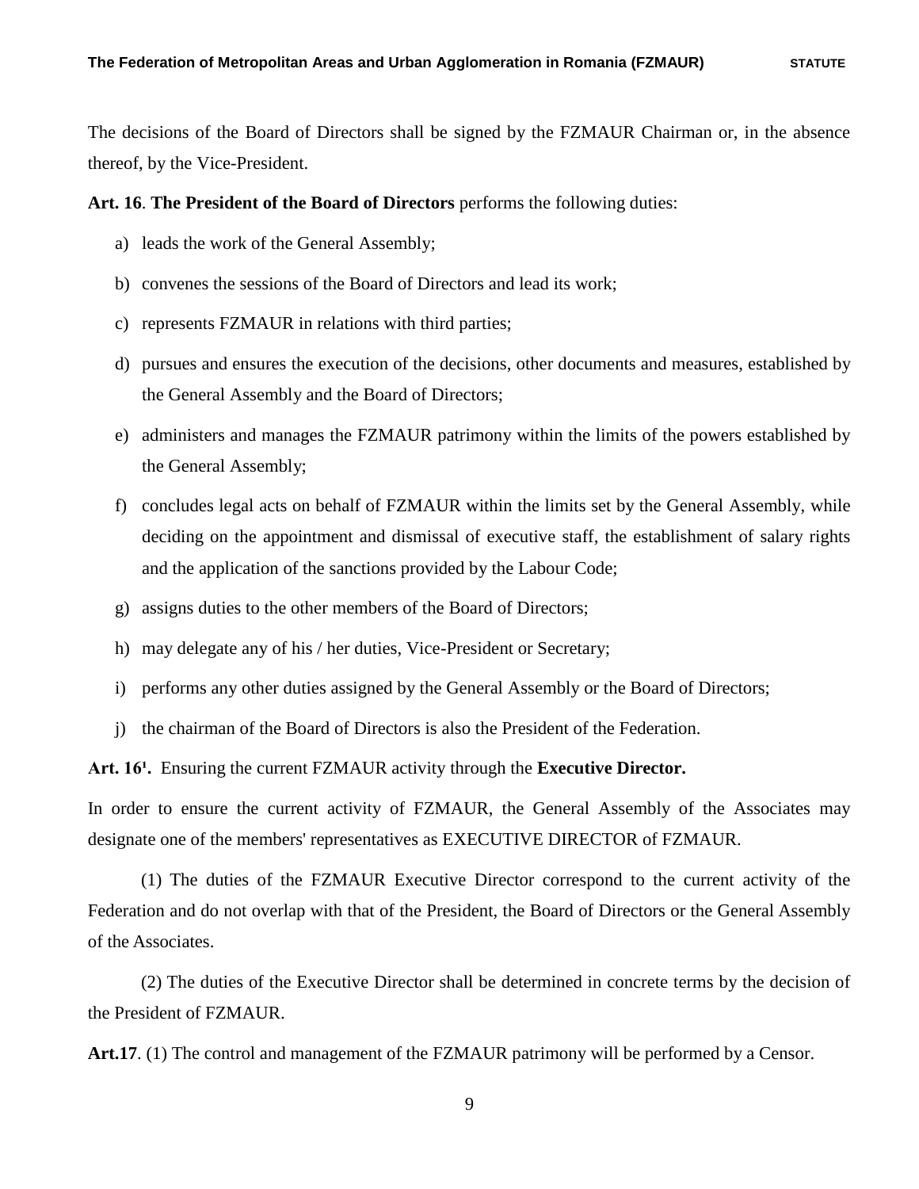The decisions of the Board of Directors shall be signed by the FZMAUR Chairman or, in the absence thereof, by the Vice-President.

**Art. 16**. **The President of the Board of Directors** performs the following duties:

a) leads the work of the General Assembly;

b) convenes the sessions of the Board of Directors and lead its work;

c) represents FZMAUR in relations with third parties;

d) pursues and ensures the execution of the decisions, other documents and measures, established by the General Assembly and the Board of Directors;

e) administers and manages the FZMAUR patrimony within the limits of the powers established by the General Assembly;

f) concludes legal acts on behalf of FZMAUR within the limits set by the General Assembly, while deciding on the appointment and dismissal of executive staff, the establishment of salary rights and the application of the sanctions provided by the Labour Code;

g) assigns duties to the other members of the Board of Directors;

h) may delegate any of his / her duties, Vice-President or Secretary;

i) performs any other duties assigned by the General Assembly or the Board of Directors;

j) the chairman of the Board of Directors is also the President of the Federation.

**Art. 16¹.** Ensuring the current FZMAUR activity through the **Executive Director.**

In order to ensure the current activity of FZMAUR, the General Assembly of the Associates may designate one of the members' representatives as EXECUTIVE DIRECTOR of FZMAUR.

(1) The duties of the FZMAUR Executive Director correspond to the current activity of the Federation and do not overlap with that of the President, the Board of Directors or the General Assembly of the Associates.

(2) The duties of the Executive Director shall be determined in concrete terms by the decision of the President of FZMAUR.

**Art.17**. (1) The control and management of the FZMAUR patrimony will be performed by a Censor.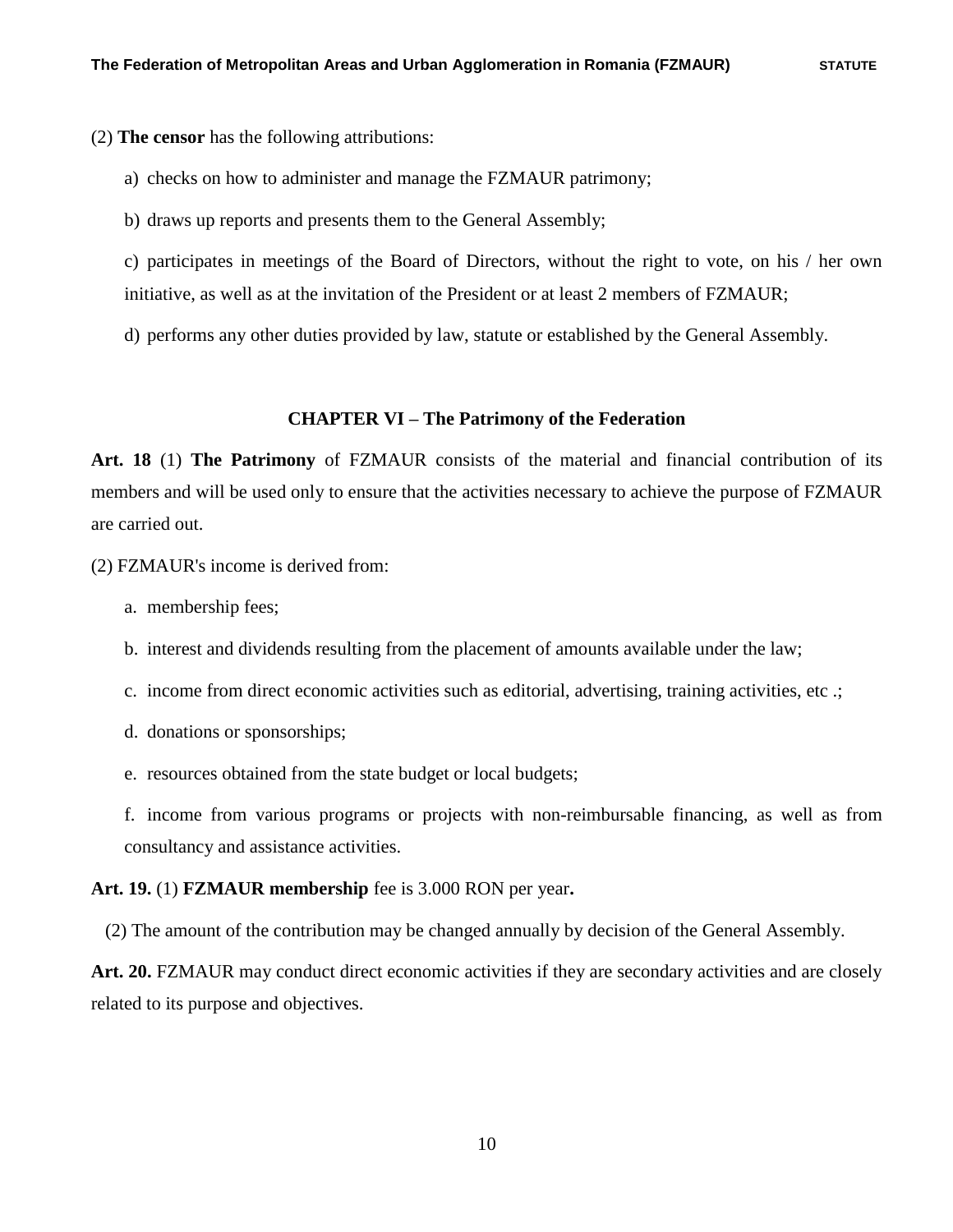(2) **The censor** has the following attributions:

a) checks on how to administer and manage the FZMAUR patrimony;

b) draws up reports and presents them to the General Assembly;

c) participates in meetings of the Board of Directors, without the right to vote, on his / her own initiative, as well as at the invitation of the President or at least 2 members of FZMAUR;

d) performs any other duties provided by law, statute or established by the General Assembly.

## CHAPTER VI – The Patrimony of the Federation

**Art. 18** (1) **The Patrimony** of FZMAUR consists of the material and financial contribution of its members and will be used only to ensure that the activities necessary to achieve the purpose of FZMAUR are carried out.

(2) FZMAUR's income is derived from:

a. membership fees;

b. interest and dividends resulting from the placement of amounts available under the law;

c. income from direct economic activities such as editorial, advertising, training activities, etc .;

d. donations or sponsorships;

e. resources obtained from the state budget or local budgets;

f. income from various programs or projects with non-reimbursable financing, as well as from consultancy and assistance activities.

**Art. 19.** (1) **FZMAUR membership** fee is 3.000 RON per year**.**

(2) The amount of the contribution may be changed annually by decision of the General Assembly.

**Art. 20.** FZMAUR may conduct direct economic activities if they are secondary activities and are closely related to its purpose and objectives.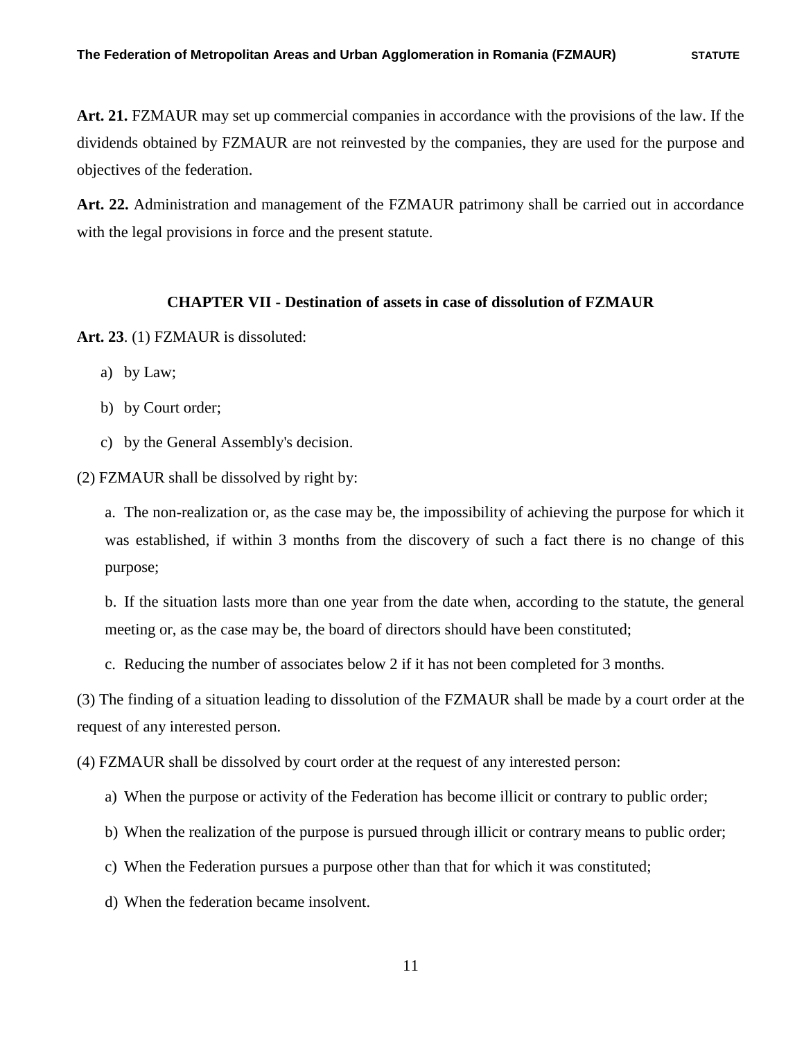**Art. 21.** FZMAUR may set up commercial companies in accordance with the provisions of the law. If the dividends obtained by FZMAUR are not reinvested by the companies, they are used for the purpose and objectives of the federation.

**Art. 22.** Administration and management of the FZMAUR patrimony shall be carried out in accordance with the legal provisions in force and the present statute.

## CHAPTER VII - Destination of assets in case of dissolution of FZMAUR

**Art. 23**. (1) FZMAUR is dissoluted:

a) by Law;

b) by Court order;

c) by the General Assembly's decision.

(2) FZMAUR shall be dissolved by right by:

a. The non-realization or, as the case may be, the impossibility of achieving the purpose for which it was established, if within 3 months from the discovery of such a fact there is no change of this purpose;

b. If the situation lasts more than one year from the date when, according to the statute, the general meeting or, as the case may be, the board of directors should have been constituted;

c. Reducing the number of associates below 2 if it has not been completed for 3 months.

(3) The finding of a situation leading to dissolution of the FZMAUR shall be made by a court order at the request of any interested person.

(4) FZMAUR shall be dissolved by court order at the request of any interested person:

a) When the purpose or activity of the Federation has become illicit or contrary to public order;

b) When the realization of the purpose is pursued through illicit or contrary means to public order;

c) When the Federation pursues a purpose other than that for which it was constituted;

d) When the federation became insolvent.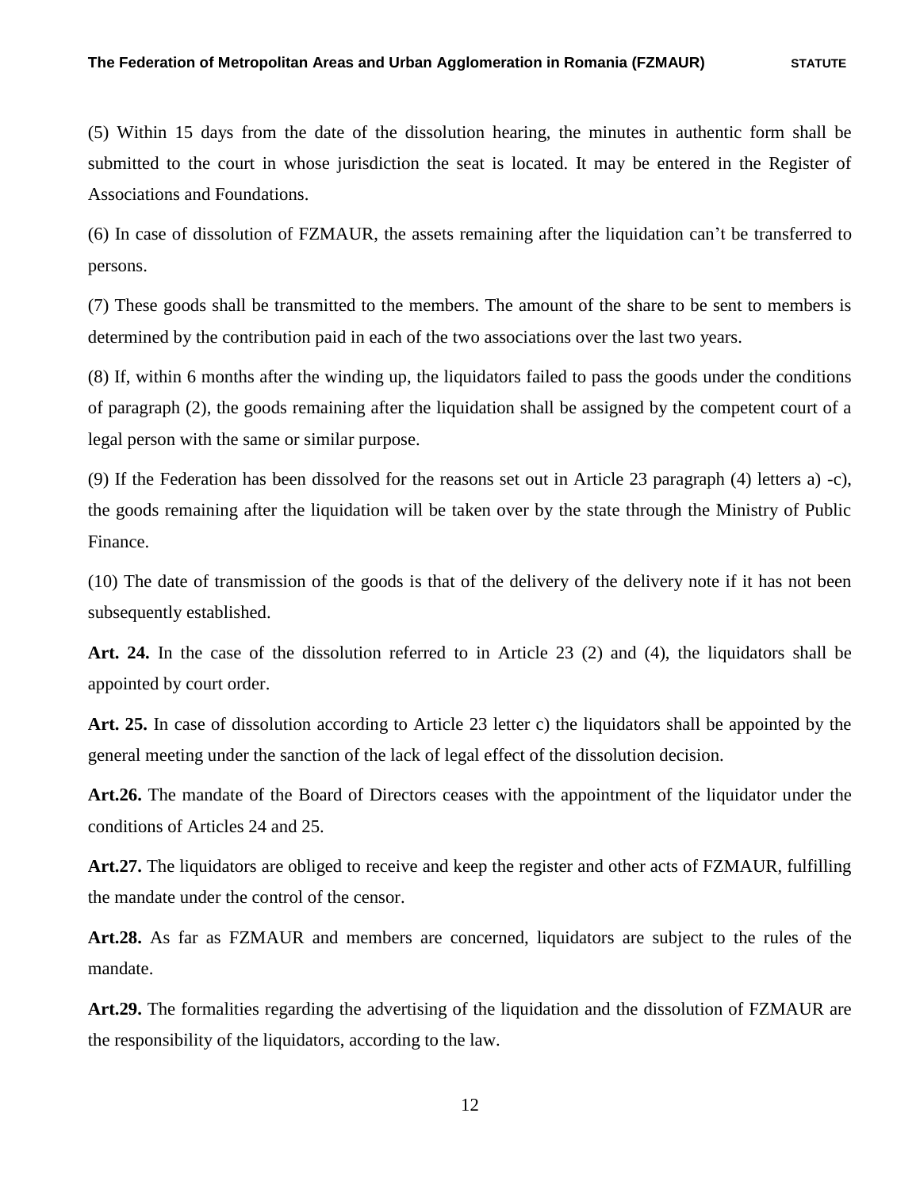(5) Within 15 days from the date of the dissolution hearing, the minutes in authentic form shall be submitted to the court in whose jurisdiction the seat is located. It may be entered in the Register of Associations and Foundations.

(6) In case of dissolution of FZMAUR, the assets remaining after the liquidation can't be transferred to persons.

(7) These goods shall be transmitted to the members. The amount of the share to be sent to members is determined by the contribution paid in each of the two associations over the last two years.

(8) If, within 6 months after the winding up, the liquidators failed to pass the goods under the conditions of paragraph (2), the goods remaining after the liquidation shall be assigned by the competent court of a legal person with the same or similar purpose.

(9) If the Federation has been dissolved for the reasons set out in Article 23 paragraph (4) letters a) -c), the goods remaining after the liquidation will be taken over by the state through the Ministry of Public Finance.

(10) The date of transmission of the goods is that of the delivery of the delivery note if it has not been subsequently established.

**Art. 24.** In the case of the dissolution referred to in Article 23 (2) and (4), the liquidators shall be appointed by court order.

**Art. 25.** In case of dissolution according to Article 23 letter c) the liquidators shall be appointed by the general meeting under the sanction of the lack of legal effect of the dissolution decision.

**Art.26.** The mandate of the Board of Directors ceases with the appointment of the liquidator under the conditions of Articles 24 and 25.

**Art.27.** The liquidators are obliged to receive and keep the register and other acts of FZMAUR, fulfilling the mandate under the control of the censor.

**Art.28.** As far as FZMAUR and members are concerned, liquidators are subject to the rules of the mandate.

**Art.29.** The formalities regarding the advertising of the liquidation and the dissolution of FZMAUR are the responsibility of the liquidators, according to the law.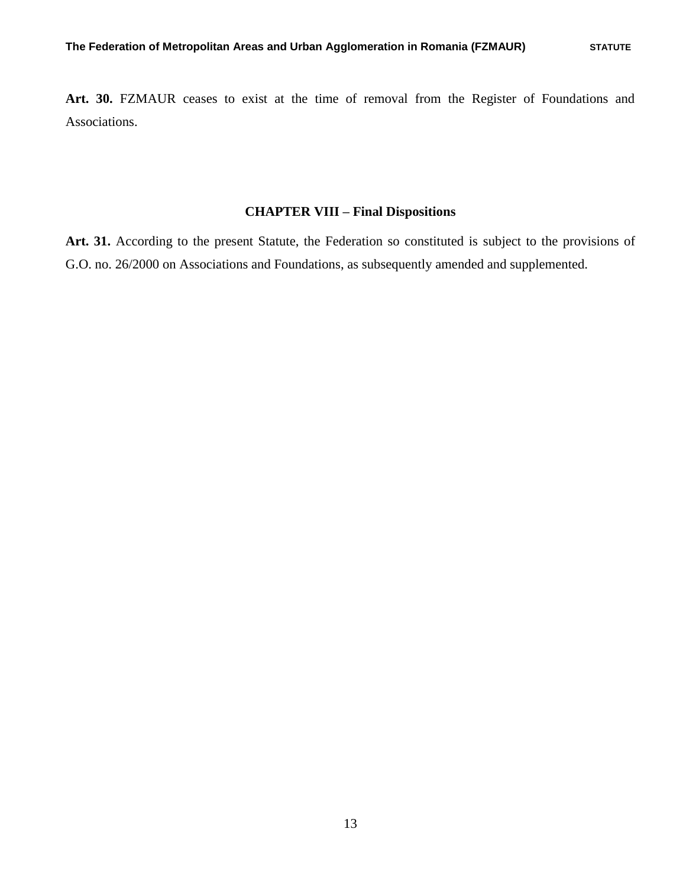**Art. 30.** FZMAUR ceases to exist at the time of removal from the Register of Foundations and Associations.

## CHAPTER VIII – Final Dispositions

**Art. 31.** According to the present Statute, the Federation so constituted is subject to the provisions of G.O. no. 26/2000 on Associations and Foundations, as subsequently amended and supplemented.